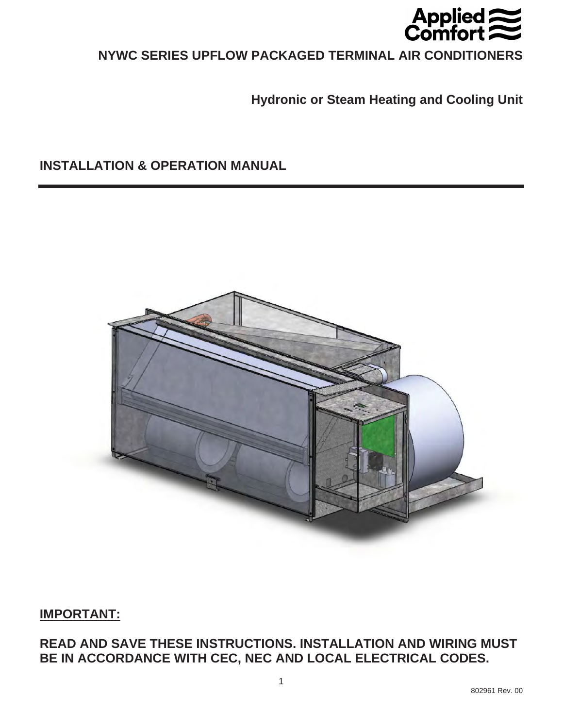Applied Comfort

# NYWC SERIES UPFLOW PACKAGED TERMINAL AIR CONDITIONERS

## Hydronic or Steam Heating and Cooling Unit

## INSTALLATION & OPERATION MANUAL

---

**IMPORTANT:**

**READ AND SAVE THESE INSTRUCTIONS. INSTALLATION AND WIRING MUST BE IN ACCORDANCE WITH CEC, NEC AND LOCAL ELECTRICAL CODES.**

802961 Rev. 00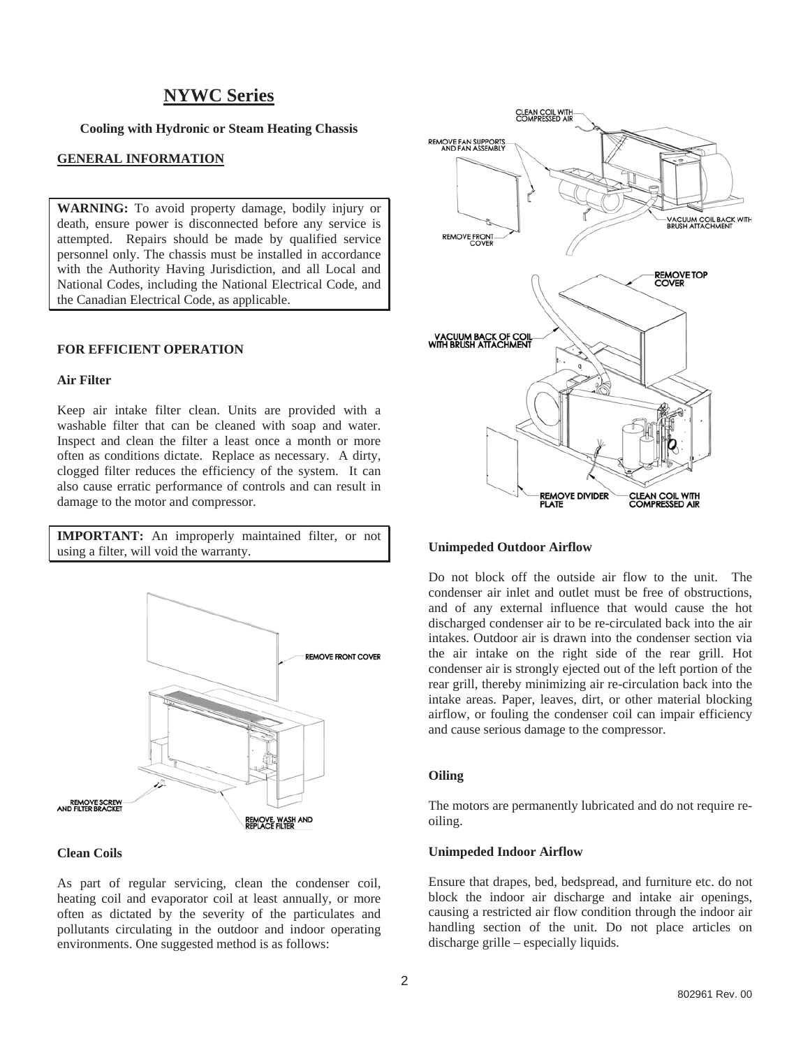# NYWC Series

**Cooling with Hydronic or Steam Heating Chassis**

## GENERAL INFORMATION

**WARNING:** To avoid property damage, bodily injury or death, ensure power is disconnected before any service is attempted. Repairs should be made by qualified service personnel only. The chassis must be installed in accordance with the Authority Having Jurisdiction, and all Local and National Codes, including the National Electrical Code, and the Canadian Electrical Code, as applicable.

### FOR EFFICIENT OPERATION

#### Air Filter

Keep air intake filter clean. Units are provided with a washable filter that can be cleaned with soap and water. Inspect and clean the filter a least once a month or more often as conditions dictate. Replace as necessary. A dirty, clogged filter reduces the efficiency of the system. It can also cause erratic performance of controls and can result in damage to the motor and compressor.

**IMPORTANT:** An improperly maintained filter, or not using a filter, will void the warranty.

REMOVE FRONT COVER

REMOVE SCREW AND FILTER BRACKET

REMOVE, WASH AND REPLACE FILTER

#### Clean Coils

As part of regular servicing, clean the condenser coil, heating coil and evaporator coil at least annually, or more often as dictated by the severity of the particulates and pollutants circulating in the outdoor and indoor operating environments. One suggested method is as follows:

CLEAN COIL WITH COMPRESSED AIR

REMOVE FAN SUPPORTS AND FAN ASSEMBLY

VACUUM COIL BACK WITH BRUSH ATTACHMENT

REMOVE FRONT COVER

REMOVE TOP COVER

VACUUM BACK OF COIL WITH BRUSH ATTACHMENT

REMOVE DIVIDER PLATE

CLEAN COIL WITH COMPRESSED AIR

#### Unimpeded Outdoor Airflow

Do not block off the outside air flow to the unit. The condenser air inlet and outlet must be free of obstructions, and of any external influence that would cause the hot discharged condenser air to be re-circulated back into the air intakes. Outdoor air is drawn into the condenser section via the air intake on the right side of the rear grill. Hot condenser air is strongly ejected out of the left portion of the rear grill, thereby minimizing air re-circulation back into the intake areas. Paper, leaves, dirt, or other material blocking airflow, or fouling the condenser coil can impair efficiency and cause serious damage to the compressor.

#### Oiling

The motors are permanently lubricated and do not require re-oiling.

#### Unimpeded Indoor Airflow

Ensure that drapes, bed, bedspread, and furniture etc. do not block the indoor air discharge and intake air openings, causing a restricted air flow condition through the indoor air handling section of the unit. Do not place articles on discharge grille – especially liquids.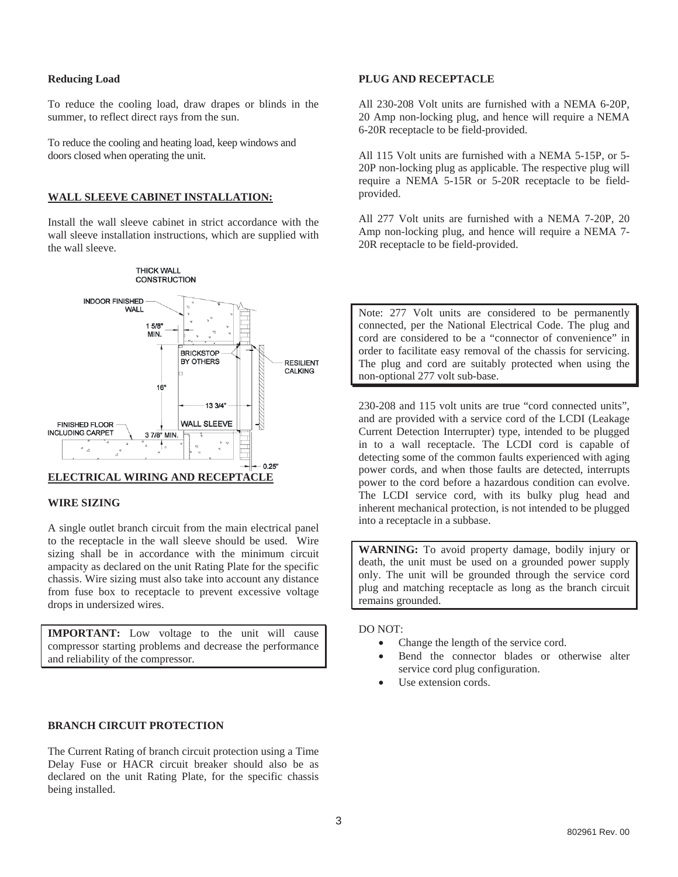### Reducing Load

To reduce the cooling load, draw drapes or blinds in the summer, to reflect direct rays from the sun.

To reduce the cooling and heating load, keep windows and doors closed when operating the unit.

## WALL SLEEVE CABINET INSTALLATION:

Install the wall sleeve cabinet in strict accordance with the wall sleeve installation instructions, which are supplied with the wall sleeve.

THICK WALL CONSTRUCTION

INDOOR FINISHED WALL

1 5/8" MIN.

BRICKSTOP BY OTHERS

RESILIENT CALKING

16"

13 3/4"

FINISHED FLOOR INCLUDING CARPET

WALL SLEEVE

3 7/8" MIN.

0.25"

## ELECTRICAL WIRING AND RECEPTACLE

### WIRE SIZING

A single outlet branch circuit from the main electrical panel to the receptacle in the wall sleeve should be used. Wire sizing shall be in accordance with the minimum circuit ampacity as declared on the unit Rating Plate for the specific chassis. Wire sizing must also take into account any distance from fuse box to receptacle to prevent excessive voltage drops in undersized wires.

**IMPORTANT:** Low voltage to the unit will cause compressor starting problems and decrease the performance and reliability of the compressor.

### BRANCH CIRCUIT PROTECTION

The Current Rating of branch circuit protection using a Time Delay Fuse or HACR circuit breaker should also be as declared on the unit Rating Plate, for the specific chassis being installed.

### PLUG AND RECEPTACLE

All 230-208 Volt units are furnished with a NEMA 6-20P, 20 Amp non-locking plug, and hence will require a NEMA 6-20R receptacle to be field-provided.

All 115 Volt units are furnished with a NEMA 5-15P, or 5-20P non-locking plug as applicable. The respective plug will require a NEMA 5-15R or 5-20R receptacle to be field-provided.

All 277 Volt units are furnished with a NEMA 7-20P, 20 Amp non-locking plug, and hence will require a NEMA 7-20R receptacle to be field-provided.

Note: 277 Volt units are considered to be permanently connected, per the National Electrical Code. The plug and cord are considered to be a "connector of convenience" in order to facilitate easy removal of the chassis for servicing. The plug and cord are suitably protected when using the non-optional 277 volt sub-base.

230-208 and 115 volt units are true "cord connected units", and are provided with a service cord of the LCDI (Leakage Current Detection Interrupter) type, intended to be plugged in to a wall receptacle. The LCDI cord is capable of detecting some of the common faults experienced with aging power cords, and when those faults are detected, interrupts power to the cord before a hazardous condition can evolve. The LCDI service cord, with its bulky plug head and inherent mechanical protection, is not intended to be plugged into a receptacle in a subbase.

**WARNING:** To avoid property damage, bodily injury or death, the unit must be used on a grounded power supply only. The unit will be grounded through the service cord plug and matching receptacle as long as the branch circuit remains grounded.

DO NOT:

- Change the length of the service cord.
- Bend the connector blades or otherwise alter service cord plug configuration.
- Use extension cords.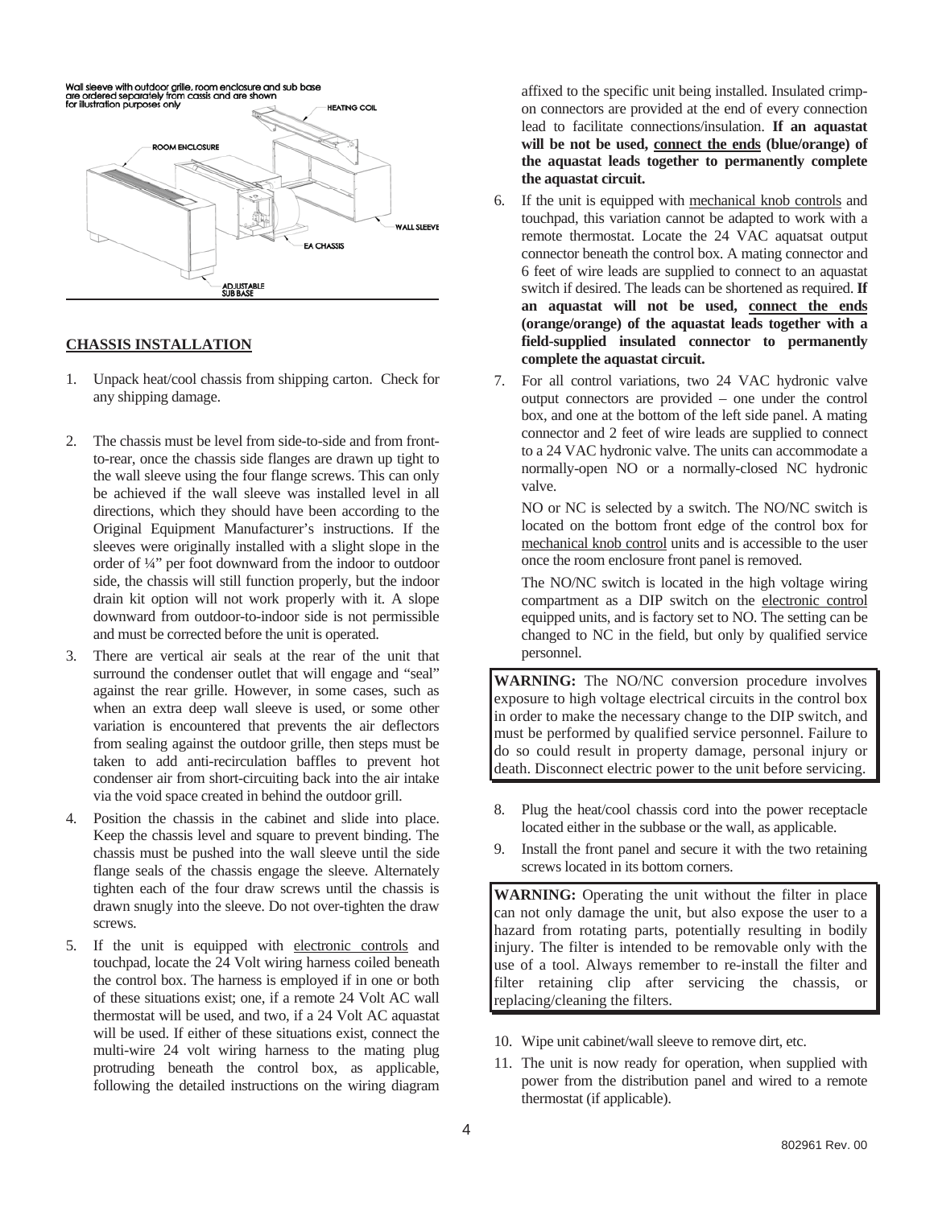Wall sleeve with outdoor grille, room enclosure and sub base are ordered separately from cassis and are shown for illustration purposes only

HEATING COIL

ROOM ENCLOSURE

WALL SLEEVE

EA CHASSIS

ADJUSTABLE SUB BASE

## CHASSIS INSTALLATION

1. Unpack heat/cool chassis from shipping carton. Check for any shipping damage.

2. The chassis must be level from side-to-side and from front-to-rear, once the chassis side flanges are drawn up tight to the wall sleeve using the four flange screws. This can only be achieved if the wall sleeve was installed level in all directions, which they should have been according to the Original Equipment Manufacturer's instructions. If the sleeves were originally installed with a slight slope in the order of ¼" per foot downward from the indoor to outdoor side, the chassis will still function properly, but the indoor drain kit option will not work properly with it. A slope downward from outdoor-to-indoor side is not permissible and must be corrected before the unit is operated.

3. There are vertical air seals at the rear of the unit that surround the condenser outlet that will engage and "seal" against the rear grille. However, in some cases, such as when an extra deep wall sleeve is used, or some other variation is encountered that prevents the air deflectors from sealing against the outdoor grille, then steps must be taken to add anti-recirculation baffles to prevent hot condenser air from short-circuiting back into the air intake via the void space created in behind the outdoor grill.

4. Position the chassis in the cabinet and slide into place. Keep the chassis level and square to prevent binding. The chassis must be pushed into the wall sleeve until the side flange seals of the chassis engage the sleeve. Alternately tighten each of the four draw screws until the chassis is drawn snugly into the sleeve. Do not over-tighten the draw screws.

5. If the unit is equipped with electronic controls and touchpad, locate the 24 Volt wiring harness coiled beneath the control box. The harness is employed if in one or both of these situations exist; one, if a remote 24 Volt AC wall thermostat will be used, and two, if a 24 Volt AC aquastat will be used. If either of these situations exist, connect the multi-wire 24 volt wiring harness to the mating plug protruding beneath the control box, as applicable, following the detailed instructions on the wiring diagram affixed to the specific unit being installed. Insulated crimp-on connectors are provided at the end of every connection lead to facilitate connections/insulation. **If an aquastat will be not be used, connect the ends (blue/orange) of the aquastat leads together to permanently complete the aquastat circuit.**

6. If the unit is equipped with mechanical knob controls and touchpad, this variation cannot be adapted to work with a remote thermostat. Locate the 24 VAC aquatsat output connector beneath the control box. A mating connector and 6 feet of wire leads are supplied to connect to an aquastat switch if desired. The leads can be shortened as required. **If an aquastat will not be used, connect the ends (orange/orange) of the aquastat leads together with a field-supplied insulated connector to permanently complete the aquastat circuit.**

7. For all control variations, two 24 VAC hydronic valve output connectors are provided – one under the control box, and one at the bottom of the left side panel. A mating connector and 2 feet of wire leads are supplied to connect to a 24 VAC hydronic valve. The units can accommodate a normally-open NO or a normally-closed NC hydronic valve.

   NO or NC is selected by a switch. The NO/NC switch is located on the bottom front edge of the control box for mechanical knob control units and is accessible to the user once the room enclosure front panel is removed.

   The NO/NC switch is located in the high voltage wiring compartment as a DIP switch on the electronic control equipped units, and is factory set to NO. The setting can be changed to NC in the field, but only by qualified service personnel.

**WARNING:** The NO/NC conversion procedure involves exposure to high voltage electrical circuits in the control box in order to make the necessary change to the DIP switch, and must be performed by qualified service personnel. Failure to do so could result in property damage, personal injury or death. Disconnect electric power to the unit before servicing.

8. Plug the heat/cool chassis cord into the power receptacle located either in the subbase or the wall, as applicable.

9. Install the front panel and secure it with the two retaining screws located in its bottom corners.

**WARNING:** Operating the unit without the filter in place can not only damage the unit, but also expose the user to a hazard from rotating parts, potentially resulting in bodily injury. The filter is intended to be removable only with the use of a tool. Always remember to re-install the filter and filter retaining clip after servicing the chassis, or replacing/cleaning the filters.

10. Wipe unit cabinet/wall sleeve to remove dirt, etc.

11. The unit is now ready for operation, when supplied with power from the distribution panel and wired to a remote thermostat (if applicable).

802961 Rev. 00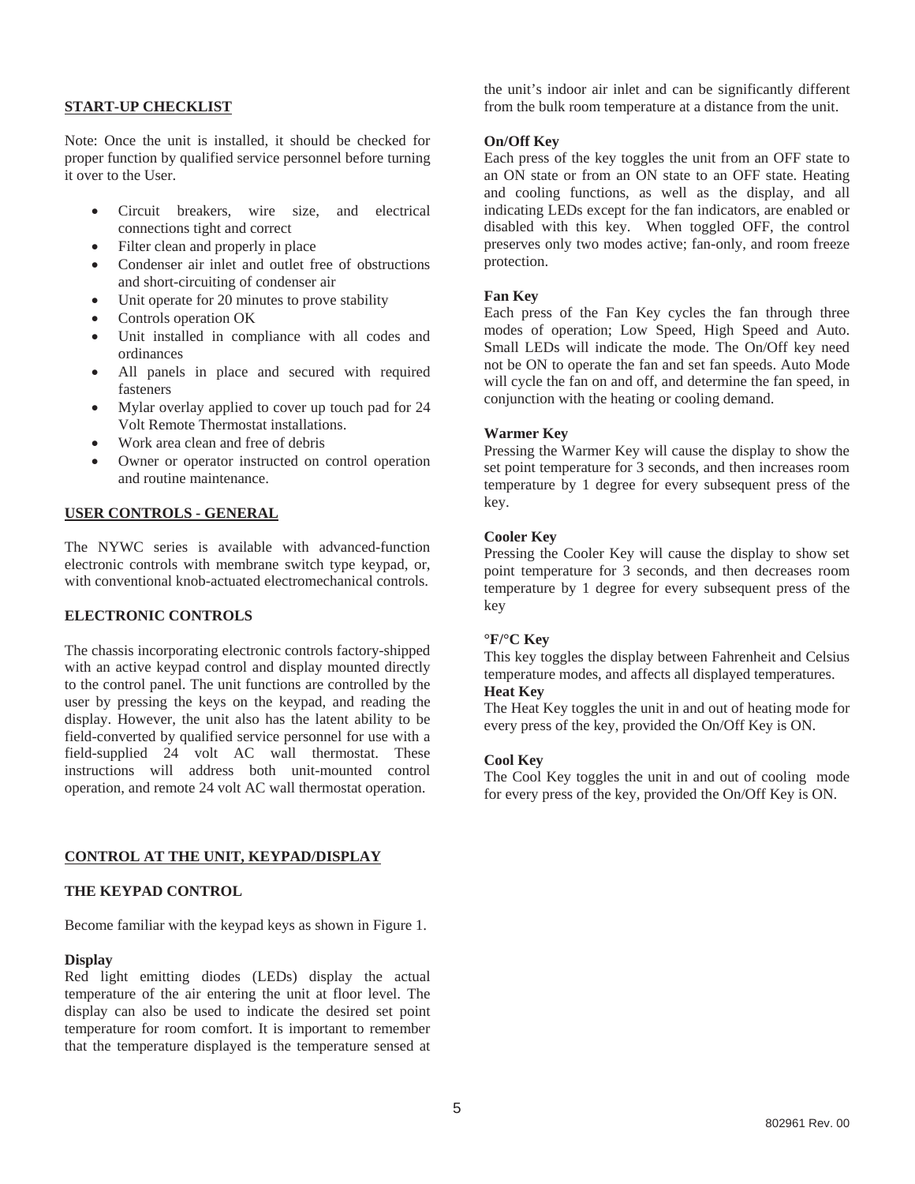## START-UP CHECKLIST

Note: Once the unit is installed, it should be checked for proper function by qualified service personnel before turning it over to the User.

- Circuit breakers, wire size, and electrical connections tight and correct
- Filter clean and properly in place
- Condenser air inlet and outlet free of obstructions and short-circuiting of condenser air
- Unit operate for 20 minutes to prove stability
- Controls operation OK
- Unit installed in compliance with all codes and ordinances
- All panels in place and secured with required fasteners
- Mylar overlay applied to cover up touch pad for 24 Volt Remote Thermostat installations.
- Work area clean and free of debris
- Owner or operator instructed on control operation and routine maintenance.

## USER CONTROLS - GENERAL

The NYWC series is available with advanced-function electronic controls with membrane switch type keypad, or, with conventional knob-actuated electromechanical controls.

### ELECTRONIC CONTROLS

The chassis incorporating electronic controls factory-shipped with an active keypad control and display mounted directly to the control panel. The unit functions are controlled by the user by pressing the keys on the keypad, and reading the display. However, the unit also has the latent ability to be field-converted by qualified service personnel for use with a field-supplied 24 volt AC wall thermostat. These instructions will address both unit-mounted control operation, and remote 24 volt AC wall thermostat operation.

## CONTROL AT THE UNIT, KEYPAD/DISPLAY

### THE KEYPAD CONTROL

Become familiar with the keypad keys as shown in Figure 1.

**Display**
Red light emitting diodes (LEDs) display the actual temperature of the air entering the unit at floor level. The display can also be used to indicate the desired set point temperature for room comfort. It is important to remember that the temperature displayed is the temperature sensed at the unit's indoor air inlet and can be significantly different from the bulk room temperature at a distance from the unit.

**On/Off Key**
Each press of the key toggles the unit from an OFF state to an ON state or from an ON state to an OFF state. Heating and cooling functions, as well as the display, and all indicating LEDs except for the fan indicators, are enabled or disabled with this key. When toggled OFF, the control preserves only two modes active; fan-only, and room freeze protection.

**Fan Key**
Each press of the Fan Key cycles the fan through three modes of operation; Low Speed, High Speed and Auto. Small LEDs will indicate the mode. The On/Off key need not be ON to operate the fan and set fan speeds. Auto Mode will cycle the fan on and off, and determine the fan speed, in conjunction with the heating or cooling demand.

**Warmer Key**
Pressing the Warmer Key will cause the display to show the set point temperature for 3 seconds, and then increases room temperature by 1 degree for every subsequent press of the key.

**Cooler Key**
Pressing the Cooler Key will cause the display to show set point temperature for 3 seconds, and then decreases room temperature by 1 degree for every subsequent press of the key

**°F/°C Key**
This key toggles the display between Fahrenheit and Celsius temperature modes, and affects all displayed temperatures.

**Heat Key**
The Heat Key toggles the unit in and out of heating mode for every press of the key, provided the On/Off Key is ON.

**Cool Key**
The Cool Key toggles the unit in and out of cooling mode for every press of the key, provided the On/Off Key is ON.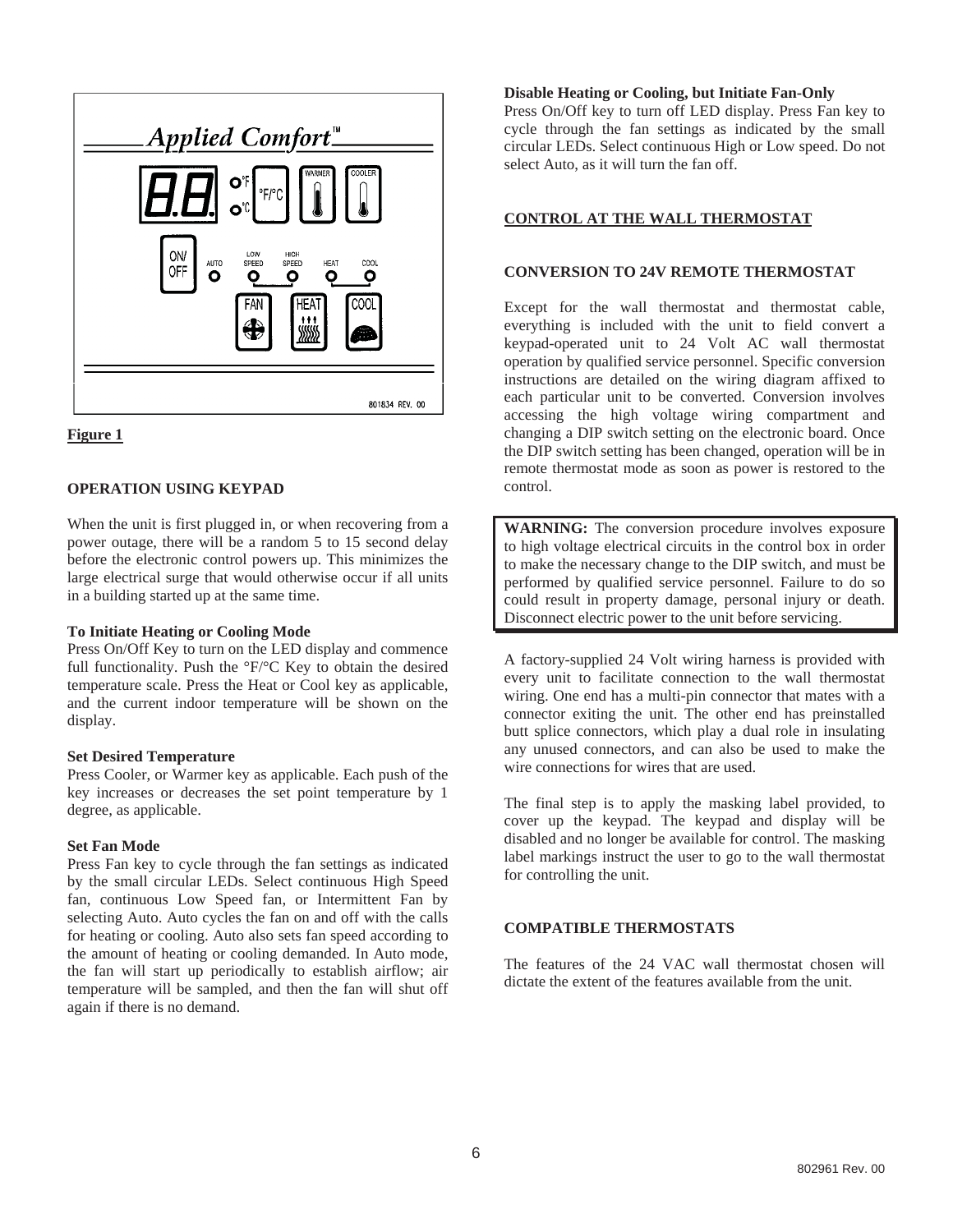**Figure 1**

## OPERATION USING KEYPAD

When the unit is first plugged in, or when recovering from a power outage, there will be a random 5 to 15 second delay before the electronic control powers up. This minimizes the large electrical surge that would otherwise occur if all units in a building started up at the same time.

**To Initiate Heating or Cooling Mode**
Press On/Off Key to turn on the LED display and commence full functionality. Push the °F/°C Key to obtain the desired temperature scale. Press the Heat or Cool key as applicable, and the current indoor temperature will be shown on the display.

**Set Desired Temperature**
Press Cooler, or Warmer key as applicable. Each push of the key increases or decreases the set point temperature by 1 degree, as applicable.

**Set Fan Mode**
Press Fan key to cycle through the fan settings as indicated by the small circular LEDs. Select continuous High Speed fan, continuous Low Speed fan, or Intermittent Fan by selecting Auto. Auto cycles the fan on and off with the calls for heating or cooling. Auto also sets fan speed according to the amount of heating or cooling demanded. In Auto mode, the fan will start up periodically to establish airflow; air temperature will be sampled, and then the fan will shut off again if there is no demand.

**Disable Heating or Cooling, but Initiate Fan-Only**
Press On/Off key to turn off LED display. Press Fan key to cycle through the fan settings as indicated by the small circular LEDs. Select continuous High or Low speed. Do not select Auto, as it will turn the fan off.

## CONTROL AT THE WALL THERMOSTAT

## CONVERSION TO 24V REMOTE THERMOSTAT

Except for the wall thermostat and thermostat cable, everything is included with the unit to field convert a keypad-operated unit to 24 Volt AC wall thermostat operation by qualified service personnel. Specific conversion instructions are detailed on the wiring diagram affixed to each particular unit to be converted. Conversion involves accessing the high voltage wiring compartment and changing a DIP switch setting on the electronic board. Once the DIP switch setting has been changed, operation will be in remote thermostat mode as soon as power is restored to the control.

**WARNING:** The conversion procedure involves exposure to high voltage electrical circuits in the control box in order to make the necessary change to the DIP switch, and must be performed by qualified service personnel. Failure to do so could result in property damage, personal injury or death. Disconnect electric power to the unit before servicing.

A factory-supplied 24 Volt wiring harness is provided with every unit to facilitate connection to the wall thermostat wiring. One end has a multi-pin connector that mates with a connector exiting the unit. The other end has preinstalled butt splice connectors, which play a dual role in insulating any unused connectors, and can also be used to make the wire connections for wires that are used.

The final step is to apply the masking label provided, to cover up the keypad. The keypad and display will be disabled and no longer be available for control. The masking label markings instruct the user to go to the wall thermostat for controlling the unit.

## COMPATIBLE THERMOSTATS

The features of the 24 VAC wall thermostat chosen will dictate the extent of the features available from the unit.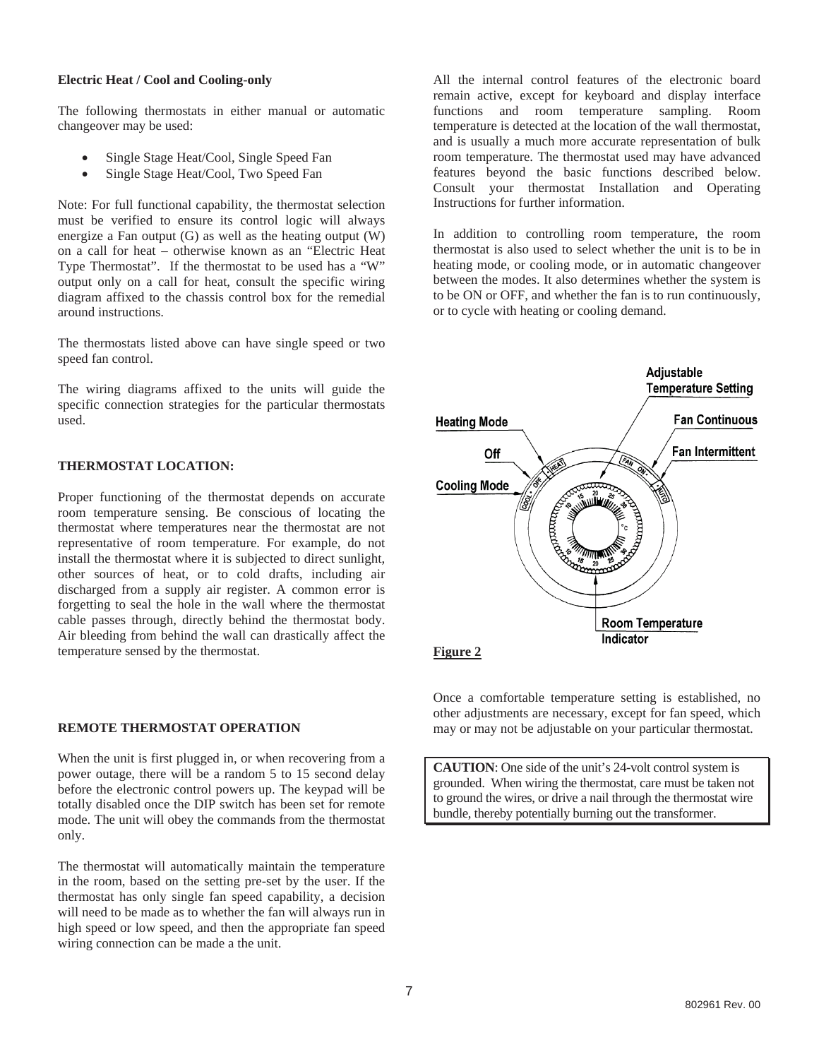**Electric Heat / Cool and Cooling-only**

The following thermostats in either manual or automatic changeover may be used:

- Single Stage Heat/Cool, Single Speed Fan
- Single Stage Heat/Cool, Two Speed Fan

Note: For full functional capability, the thermostat selection must be verified to ensure its control logic will always energize a Fan output (G) as well as the heating output (W) on a call for heat – otherwise known as an "Electric Heat Type Thermostat". If the thermostat to be used has a "W" output only on a call for heat, consult the specific wiring diagram affixed to the chassis control box for the remedial around instructions.

The thermostats listed above can have single speed or two speed fan control.

The wiring diagrams affixed to the units will guide the specific connection strategies for the particular thermostats used.

**THERMOSTAT LOCATION:**

Proper functioning of the thermostat depends on accurate room temperature sensing. Be conscious of locating the thermostat where temperatures near the thermostat are not representative of room temperature. For example, do not install the thermostat where it is subjected to direct sunlight, other sources of heat, or to cold drafts, including air discharged from a supply air register. A common error is forgetting to seal the hole in the wall where the thermostat cable passes through, directly behind the thermostat body. Air bleeding from behind the wall can drastically affect the temperature sensed by the thermostat.

**REMOTE THERMOSTAT OPERATION**

When the unit is first plugged in, or when recovering from a power outage, there will be a random 5 to 15 second delay before the electronic control powers up. The keypad will be totally disabled once the DIP switch has been set for remote mode. The unit will obey the commands from the thermostat only.

The thermostat will automatically maintain the temperature in the room, based on the setting pre-set by the user. If the thermostat has only single fan speed capability, a decision will need to be made as to whether the fan will always run in high speed or low speed, and then the appropriate fan speed wiring connection can be made a the unit.

All the internal control features of the electronic board remain active, except for keyboard and display interface functions and room temperature sampling. Room temperature is detected at the location of the wall thermostat, and is usually a much more accurate representation of bulk room temperature. The thermostat used may have advanced features beyond the basic functions described below. Consult your thermostat Installation and Operating Instructions for further information.

In addition to controlling room temperature, the room thermostat is also used to select whether the unit is to be in heating mode, or cooling mode, or in automatic changeover between the modes. It also determines whether the system is to be ON or OFF, and whether the fan is to run continuously, or to cycle with heating or cooling demand.

Heating Mode, Off, Cooling Mode, Adjustable Temperature Setting, Fan Continuous, Fan Intermittent, Room Temperature Indicator

**Figure 2**

Once a comfortable temperature setting is established, no other adjustments are necessary, except for fan speed, which may or may not be adjustable on your particular thermostat.

**CAUTION**: One side of the unit's 24-volt control system is grounded. When wiring the thermostat, care must be taken not to ground the wires, or drive a nail through the thermostat wire bundle, thereby potentially burning out the transformer.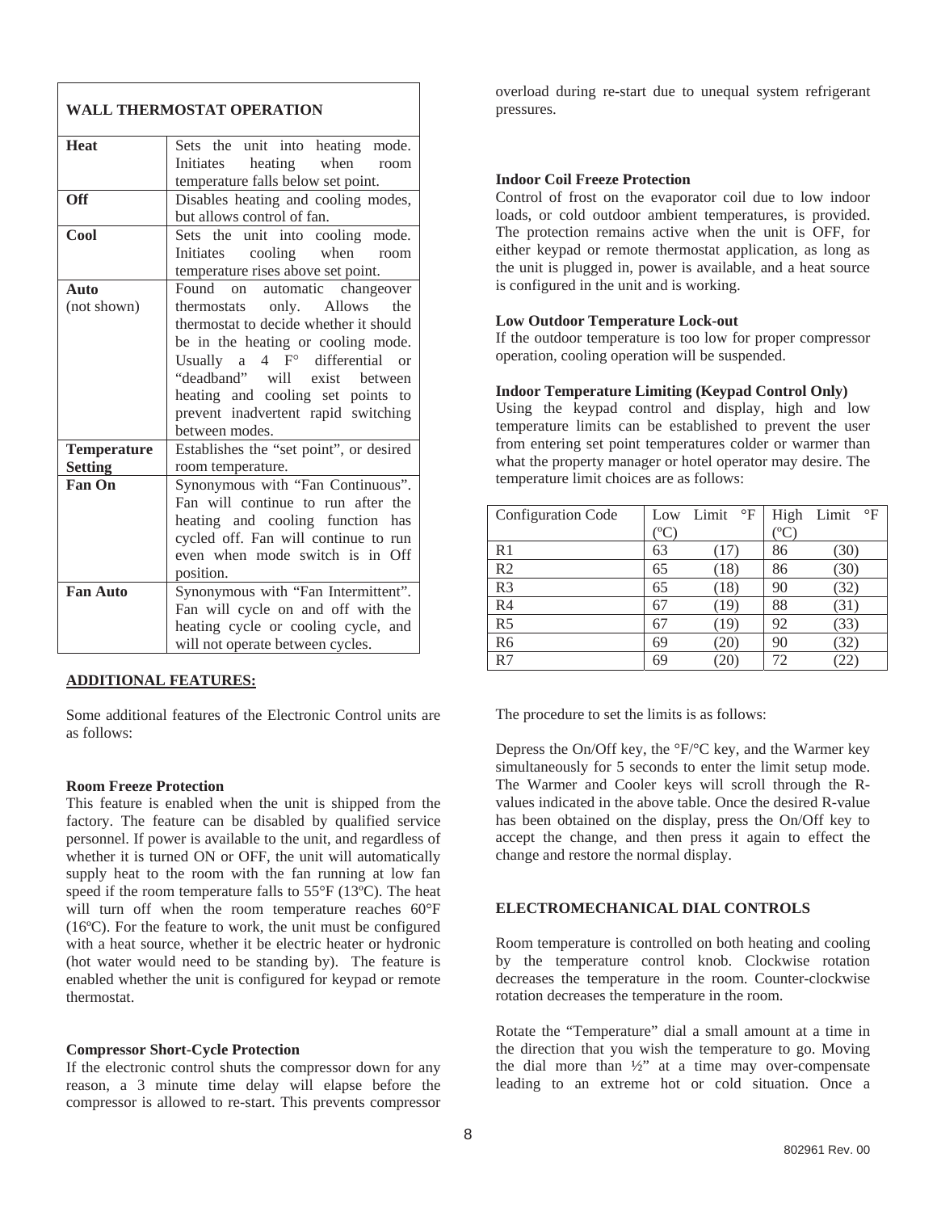| WALL THERMOSTAT OPERATION | |
|---|---|
| **Heat** | Sets the unit into heating mode. Initiates heating when room temperature falls below set point. |
| **Off** | Disables heating and cooling modes, but allows control of fan. |
| **Cool** | Sets the unit into cooling mode. Initiates cooling when room temperature rises above set point. |
| **Auto** (not shown) | Found on automatic changeover thermostats only. Allows the thermostat to decide whether it should be in the heating or cooling mode. Usually a 4 F° differential or "deadband" will exist between heating and cooling set points to prevent inadvertent rapid switching between modes. |
| **Temperature Setting** | Establishes the "set point", or desired room temperature. |
| **Fan On** | Synonymous with "Fan Continuous". Fan will continue to run after the heating and cooling function has cycled off. Fan will continue to run even when mode switch is in Off position. |
| **Fan Auto** | Synonymous with "Fan Intermittent". Fan will cycle on and off with the heating cycle or cooling cycle, and will not operate between cycles. |

**ADDITIONAL FEATURES:**

Some additional features of the Electronic Control units are as follows:

**Room Freeze Protection**
This feature is enabled when the unit is shipped from the factory. The feature can be disabled by qualified service personnel. If power is available to the unit, and regardless of whether it is turned ON or OFF, the unit will automatically supply heat to the room with the fan running at low fan speed if the room temperature falls to 55°F (13ºC). The heat will turn off when the room temperature reaches 60°F (16ºC). For the feature to work, the unit must be configured with a heat source, whether it be electric heater or hydronic (hot water would need to be standing by). The feature is enabled whether the unit is configured for keypad or remote thermostat.

**Compressor Short-Cycle Protection**
If the electronic control shuts the compressor down for any reason, a 3 minute time delay will elapse before the compressor is allowed to re-start. This prevents compressor overload during re-start due to unequal system refrigerant pressures.

**Indoor Coil Freeze Protection**
Control of frost on the evaporator coil due to low indoor loads, or cold outdoor ambient temperatures, is provided. The protection remains active when the unit is OFF, for either keypad or remote thermostat application, as long as the unit is plugged in, power is available, and a heat source is configured in the unit and is working.

**Low Outdoor Temperature Lock-out**
If the outdoor temperature is too low for proper compressor operation, cooling operation will be suspended.

**Indoor Temperature Limiting (Keypad Control Only)**
Using the keypad control and display, high and low temperature limits can be established to prevent the user from entering set point temperatures colder or warmer than what the property manager or hotel operator may desire. The temperature limit choices are as follows:

| Configuration Code | Low Limit °F (ºC) | High Limit °F (ºC) |
|---|---|---|
| R1 | 63 (17) | 86 (30) |
| R2 | 65 (18) | 86 (30) |
| R3 | 65 (18) | 90 (32) |
| R4 | 67 (19) | 88 (31) |
| R5 | 67 (19) | 92 (33) |
| R6 | 69 (20) | 90 (32) |
| R7 | 69 (20) | 72 (22) |

The procedure to set the limits is as follows:

Depress the On/Off key, the °F/°C key, and the Warmer key simultaneously for 5 seconds to enter the limit setup mode. The Warmer and Cooler keys will scroll through the R-values indicated in the above table. Once the desired R-value has been obtained on the display, press the On/Off key to accept the change, and then press it again to effect the change and restore the normal display.

**ELECTROMECHANICAL DIAL CONTROLS**

Room temperature is controlled on both heating and cooling by the temperature control knob. Clockwise rotation decreases the temperature in the room. Counter-clockwise rotation decreases the temperature in the room.

Rotate the "Temperature" dial a small amount at a time in the direction that you wish the temperature to go. Moving the dial more than ½" at a time may over-compensate leading to an extreme hot or cold situation. Once a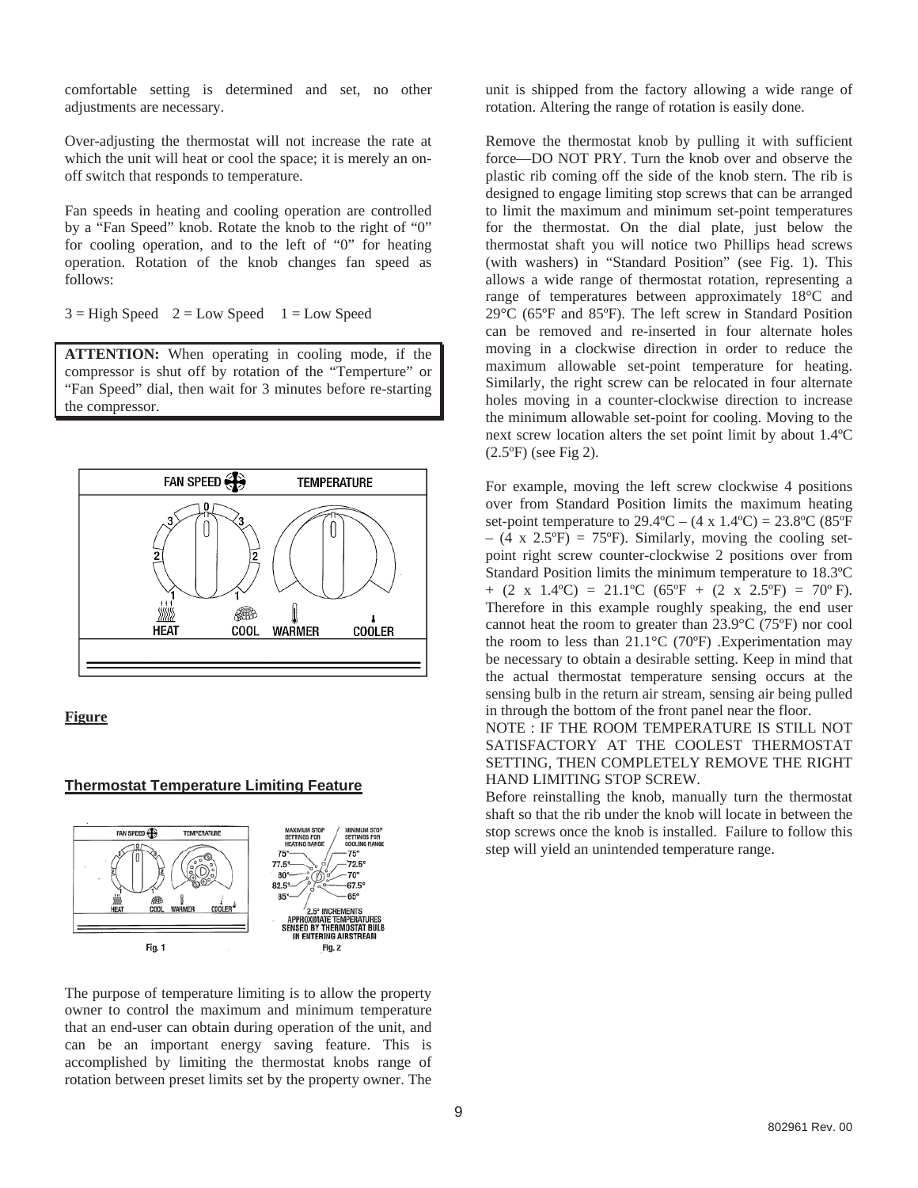comfortable setting is determined and set, no other adjustments are necessary.

Over-adjusting the thermostat will not increase the rate at which the unit will heat or cool the space; it is merely an on-off switch that responds to temperature.

Fan speeds in heating and cooling operation are controlled by a "Fan Speed" knob. Rotate the knob to the right of "0" for cooling operation, and to the left of "0" for heating operation. Rotation of the knob changes fan speed as follows:

3 = High Speed   2 = Low Speed   1 = Low Speed

**ATTENTION:** When operating in cooling mode, if the compressor is shut off by rotation of the "Temperture" or "Fan Speed" dial, then wait for 3 minutes before re-starting the compressor.

FAN SPEED

TEMPERATURE

0
3 3
2 2
1 1
HEAT COOL WARMER COOLER

**Figure**

## Thermostat Temperature Limiting Feature

FAN SPEED
TEMPERATURE
HEAT COOL WARMER COOLER

Fig. 1

MAXIMUM STOP SETTINGS FOR HEATING RANGE
MINIMUM STOP SETTINGS FOR COOLING RANGE
75°
77.5°
80°
82.5°
85°
75°
72.5°
70°
67.5°
65°
2.5° INCREMENTS
APPROXIMATE TEMPERATURES SENSED BY THERMOSTAT BULB IN ENTERING AIRSTREAM

Fig. 2

The purpose of temperature limiting is to allow the property owner to control the maximum and minimum temperature that an end-user can obtain during operation of the unit, and can be an important energy saving feature. This is accomplished by limiting the thermostat knobs range of rotation between preset limits set by the property owner. The unit is shipped from the factory allowing a wide range of rotation. Altering the range of rotation is easily done.

Remove the thermostat knob by pulling it with sufficient force—DO NOT PRY. Turn the knob over and observe the plastic rib coming off the side of the knob stern. The rib is designed to engage limiting stop screws that can be arranged to limit the maximum and minimum set-point temperatures for the thermostat. On the dial plate, just below the thermostat shaft you will notice two Phillips head screws (with washers) in "Standard Position" (see Fig. 1). This allows a wide range of thermostat rotation, representing a range of temperatures between approximately 18°C and 29°C (65ºF and 85ºF). The left screw in Standard Position can be removed and re-inserted in four alternate holes moving in a clockwise direction in order to reduce the maximum allowable set-point temperature for heating. Similarly, the right screw can be relocated in four alternate holes moving in a counter-clockwise direction to increase the minimum allowable set-point for cooling. Moving to the next screw location alters the set point limit by about 1.4ºC (2.5ºF) (see Fig 2).

For example, moving the left screw clockwise 4 positions over from Standard Position limits the maximum heating set-point temperature to 29.4ºC – (4 x 1.4ºC) = 23.8ºC (85ºF – (4 x 2.5ºF) = 75ºF). Similarly, moving the cooling set-point right screw counter-clockwise 2 positions over from Standard Position limits the minimum temperature to 18.3ºC + (2 x 1.4ºC) = 21.1ºC (65ºF + (2 x 2.5ºF) = 70º F). Therefore in this example roughly speaking, the end user cannot heat the room to greater than 23.9°C (75ºF) nor cool the room to less than 21.1°C (70ºF) .Experimentation may be necessary to obtain a desirable setting. Keep in mind that the actual thermostat temperature sensing occurs at the sensing bulb in the return air stream, sensing air being pulled in through the bottom of the front panel near the floor.

NOTE : IF THE ROOM TEMPERATURE IS STILL NOT SATISFACTORY AT THE COOLEST THERMOSTAT SETTING, THEN COMPLETELY REMOVE THE RIGHT HAND LIMITING STOP SCREW.

Before reinstalling the knob, manually turn the thermostat shaft so that the rib under the knob will locate in between the stop screws once the knob is installed. Failure to follow this step will yield an unintended temperature range.